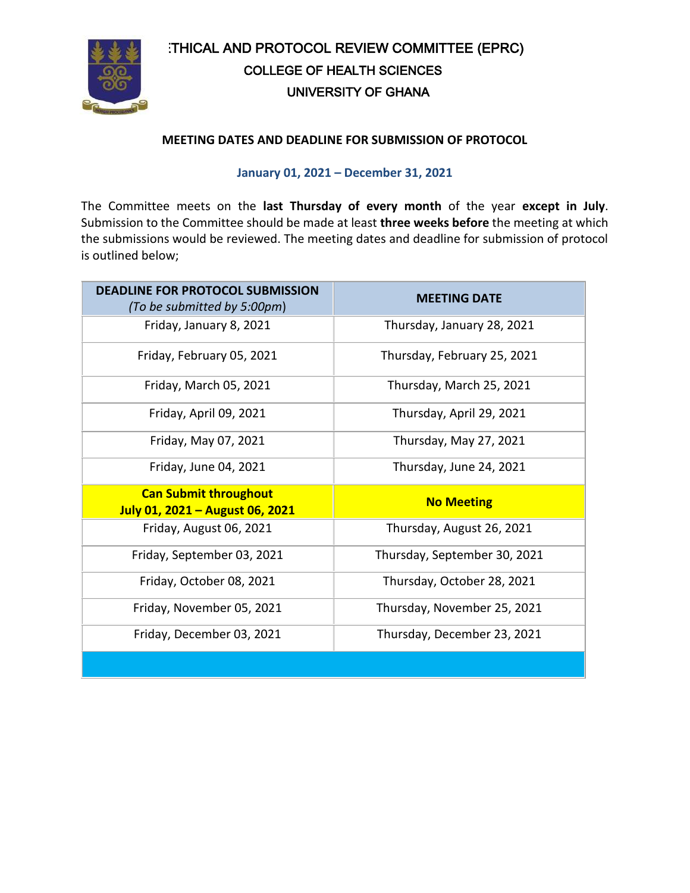# :THICAL AND PROTOCOL REVIEW COMMITTEE (EPRC)

## COLLEGE OF HEALTH SCIENCES

## UNIVERSITY OF GHANA

### MEETING DATES AND DEADLINE FOR SUBMISSION OF PROTOCOL

**January 01, 2021 – December 31, 2021**

The Committee meets on the **last Thursday of every month** of the year **except in July**. Submission to the Committee should be made at least **three weeks before** the meeting at which the submissions would be reviewed. The meeting dates and deadline for submission of protocol is outlined below;

| **DEADLINE FOR PROTOCOL SUBMISSION** *(To be submitted by 5:00pm)* | **MEETING DATE** |
|---|---|
| Friday, January 8, 2021 | Thursday, January 28, 2021 |
| Friday, February 05, 2021 | Thursday, February 25, 2021 |
| Friday, March 05, 2021 | Thursday, March 25, 2021 |
| Friday, April 09, 2021 | Thursday, April 29, 2021 |
| Friday, May 07, 2021 | Thursday, May 27, 2021 |
| Friday, June 04, 2021 | Thursday, June 24, 2021 |
| **Can Submit throughout July 01, 2021 – August 06, 2021** | **No Meeting** |
| Friday, August 06, 2021 | Thursday, August 26, 2021 |
| Friday, September 03, 2021 | Thursday, September 30, 2021 |
| Friday, October 08, 2021 | Thursday, October 28, 2021 |
| Friday, November 05, 2021 | Thursday, November 25, 2021 |
| Friday, December 03, 2021 | Thursday, December 23, 2021 |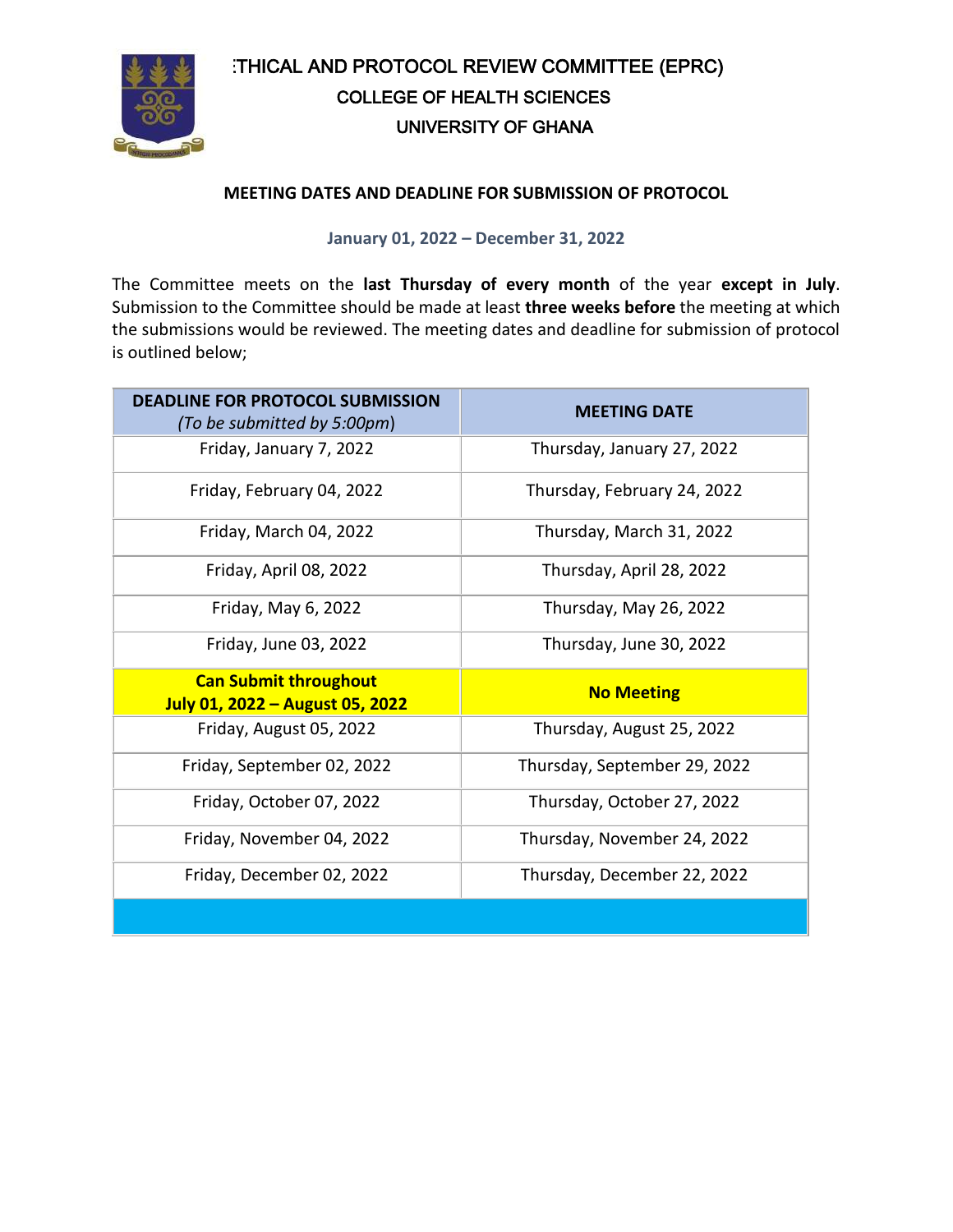# ETHICAL AND PROTOCOL REVIEW COMMITTEE (EPRC)

## COLLEGE OF HEALTH SCIENCES

## UNIVERSITY OF GHANA

### MEETING DATES AND DEADLINE FOR SUBMISSION OF PROTOCOL

**January 01, 2022 – December 31, 2022**

The Committee meets on the **last Thursday of every month** of the year **except in July**. Submission to the Committee should be made at least **three weeks before** the meeting at which the submissions would be reviewed. The meeting dates and deadline for submission of protocol is outlined below;

| DEADLINE FOR PROTOCOL SUBMISSION *(To be submitted by 5:00pm)* | MEETING DATE |
| --- | --- |
| Friday, January 7, 2022 | Thursday, January 27, 2022 |
| Friday, February 04, 2022 | Thursday, February 24, 2022 |
| Friday, March 04, 2022 | Thursday, March 31, 2022 |
| Friday, April 08, 2022 | Thursday, April 28, 2022 |
| Friday, May 6, 2022 | Thursday, May 26, 2022 |
| Friday, June 03, 2022 | Thursday, June 30, 2022 |
| **Can Submit throughout July 01, 2022 – August 05, 2022** | **No Meeting** |
| Friday, August 05, 2022 | Thursday, August 25, 2022 |
| Friday, September 02, 2022 | Thursday, September 29, 2022 |
| Friday, October 07, 2022 | Thursday, October 27, 2022 |
| Friday, November 04, 2022 | Thursday, November 24, 2022 |
| Friday, December 02, 2022 | Thursday, December 22, 2022 |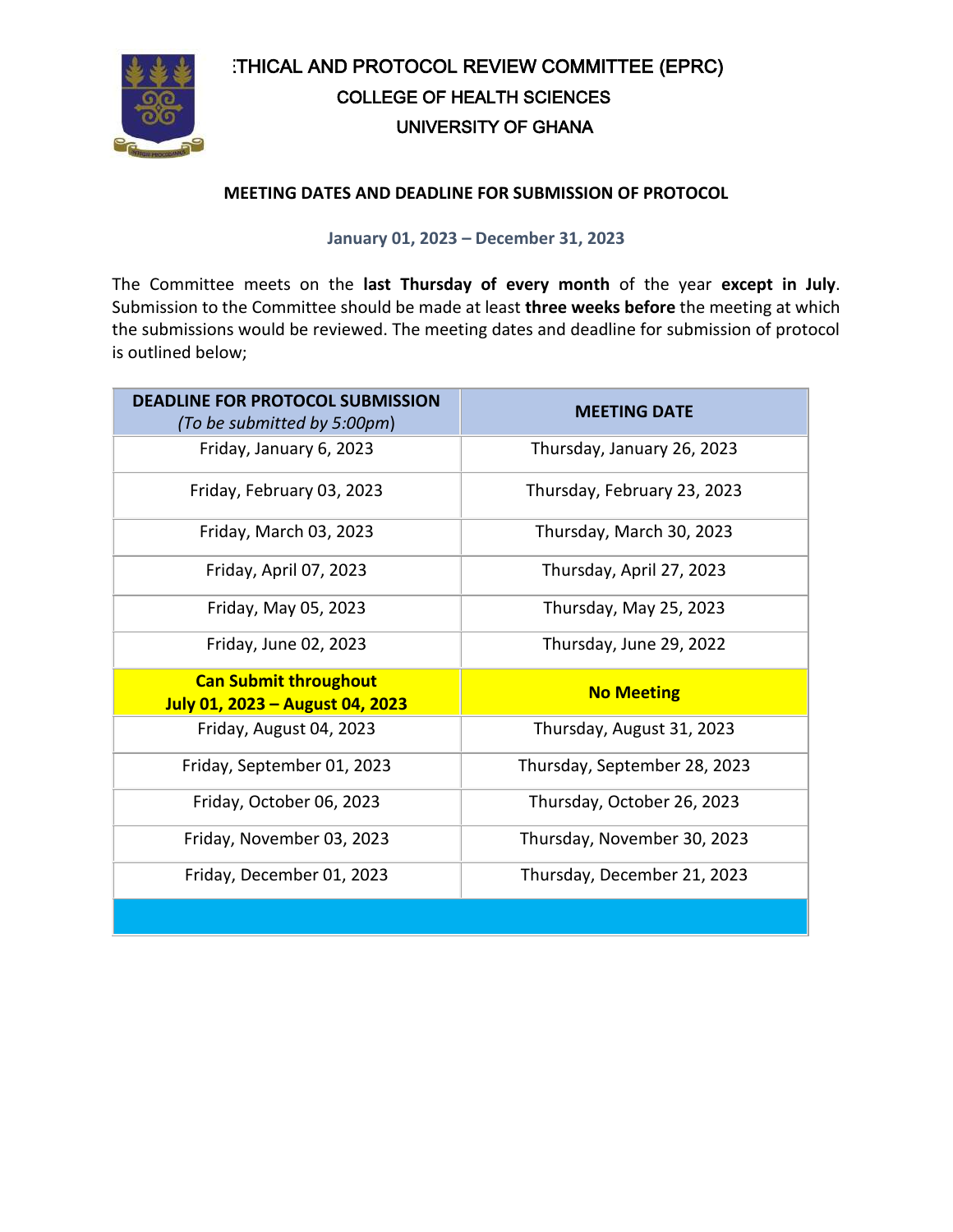# ETHICAL AND PROTOCOL REVIEW COMMITTEE (EPRC)
## COLLEGE OF HEALTH SCIENCES
## UNIVERSITY OF GHANA

### MEETING DATES AND DEADLINE FOR SUBMISSION OF PROTOCOL

**January 01, 2023 – December 31, 2023**

The Committee meets on the **last Thursday of every month** of the year **except in July**. Submission to the Committee should be made at least **three weeks before** the meeting at which the submissions would be reviewed. The meeting dates and deadline for submission of protocol is outlined below;

| **DEADLINE FOR PROTOCOL SUBMISSION** *(To be submitted by 5:00pm)* | **MEETING DATE** |
|---|---|
| Friday, January 6, 2023 | Thursday, January 26, 2023 |
| Friday, February 03, 2023 | Thursday, February 23, 2023 |
| Friday, March 03, 2023 | Thursday, March 30, 2023 |
| Friday, April 07, 2023 | Thursday, April 27, 2023 |
| Friday, May 05, 2023 | Thursday, May 25, 2023 |
| Friday, June 02, 2023 | Thursday, June 29, 2022 |
| **Can Submit throughout July 01, 2023 – August 04, 2023** | **No Meeting** |
| Friday, August 04, 2023 | Thursday, August 31, 2023 |
| Friday, September 01, 2023 | Thursday, September 28, 2023 |
| Friday, October 06, 2023 | Thursday, October 26, 2023 |
| Friday, November 03, 2023 | Thursday, November 30, 2023 |
| Friday, December 01, 2023 | Thursday, December 21, 2023 |